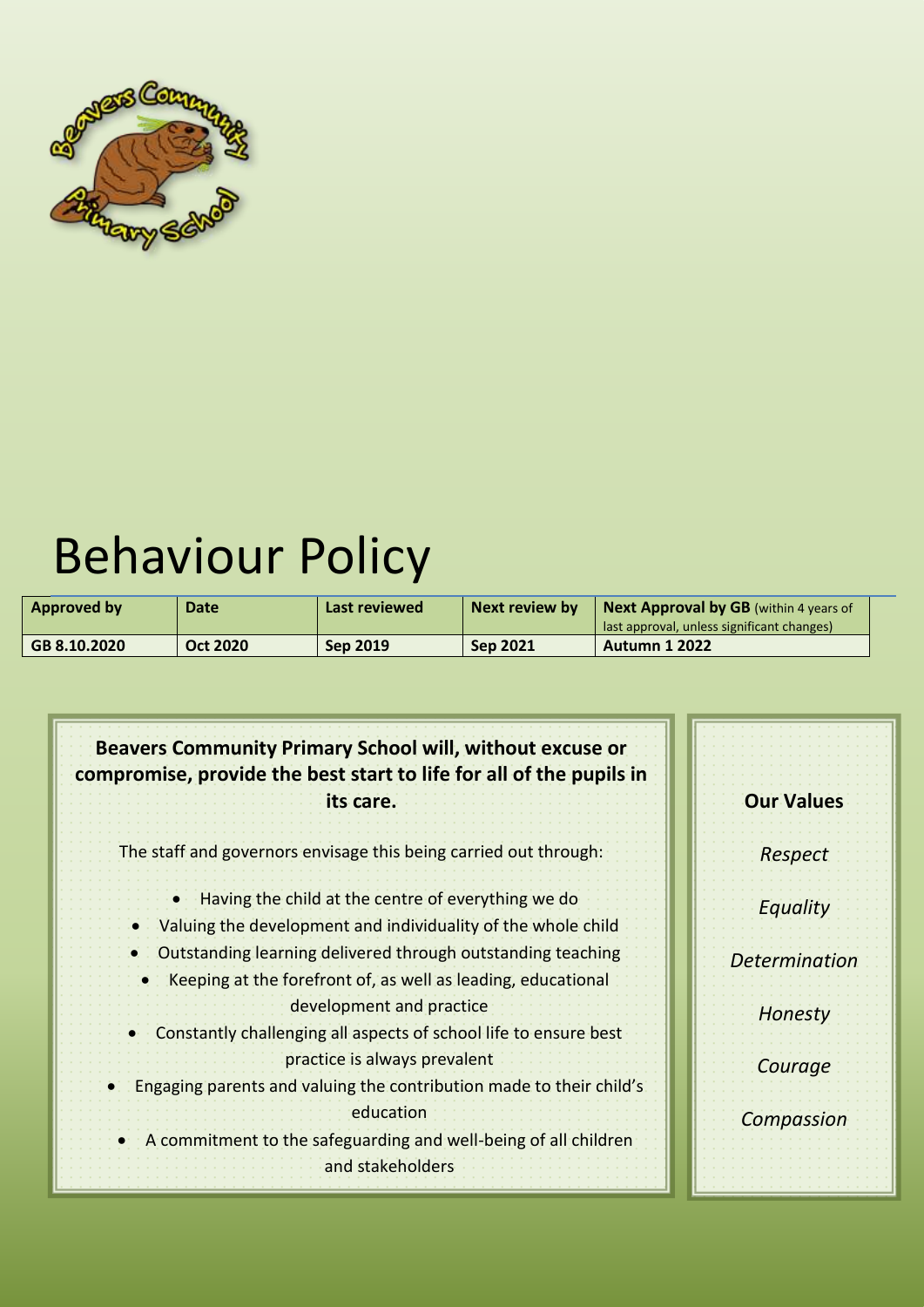# Behaviour Policy

| Approved by | Date | Last reviewed | Next review by | **Next Approval by GB** (within 4 years of last approval, unless significant changes) |
|---|---|---|---|---|
| GB 8.10.2020 | Oct 2020 | Sep 2019 | Sep 2021 | Autumn 1 2022 |

**Beavers Community Primary School will, without excuse or compromise, provide the best start to life for all of the pupils in its care.**

The staff and governors envisage this being carried out through:

- Having the child at the centre of everything we do
- Valuing the development and individuality of the whole child
- Outstanding learning delivered through outstanding teaching
- Keeping at the forefront of, as well as leading, educational development and practice
- Constantly challenging all aspects of school life to ensure best practice is always prevalent
- Engaging parents and valuing the contribution made to their child's education
- A commitment to the safeguarding and well-being of all children and stakeholders

**Our Values**

*Respect*

*Equality*

*Determination*

*Honesty*

*Courage*

*Compassion*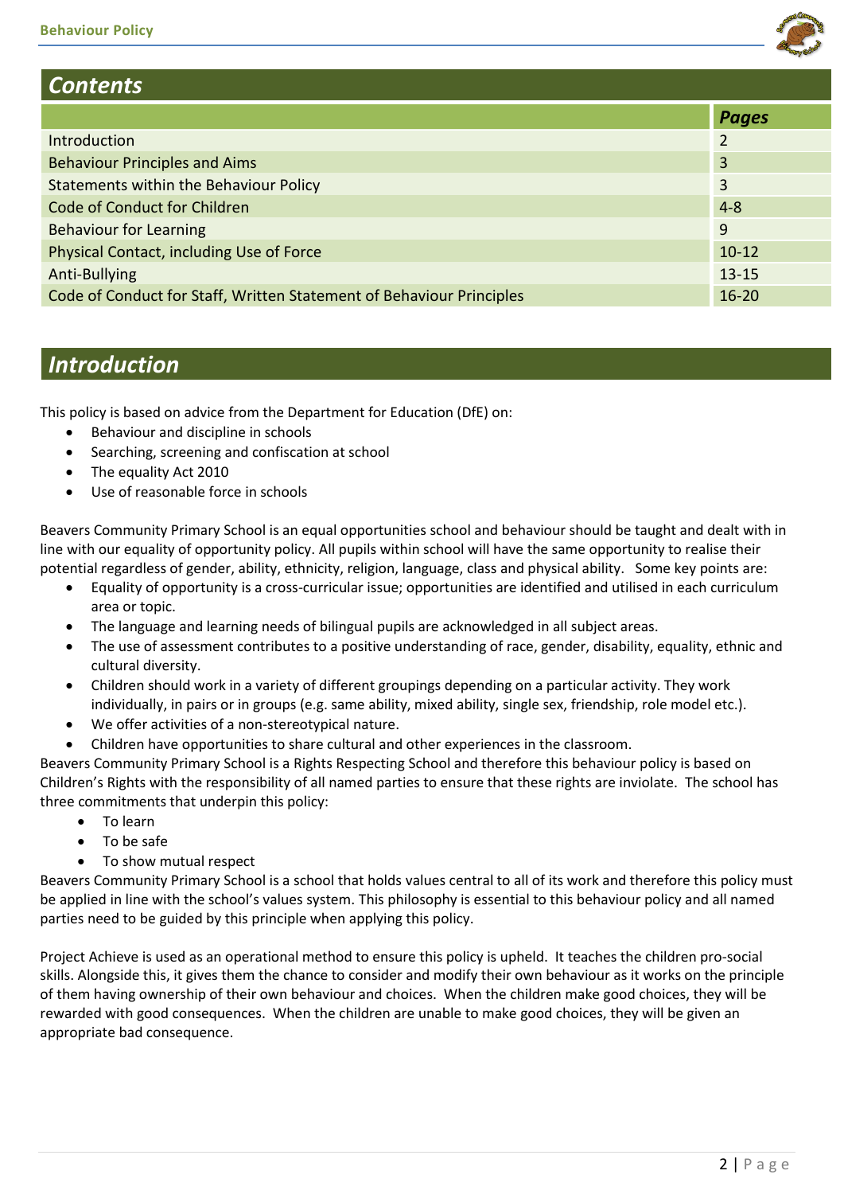## Contents

| | Pages |
|---|---|
| Introduction | 2 |
| Behaviour Principles and Aims | 3 |
| Statements within the Behaviour Policy | 3 |
| Code of Conduct for Children | 4-8 |
| Behaviour for Learning | 9 |
| Physical Contact, including Use of Force | 10-12 |
| Anti-Bullying | 13-15 |
| Code of Conduct for Staff, Written Statement of Behaviour Principles | 16-20 |

## Introduction

This policy is based on advice from the Department for Education (DfE) on:

- Behaviour and discipline in schools
- Searching, screening and confiscation at school
- The equality Act 2010
- Use of reasonable force in schools

Beavers Community Primary School is an equal opportunities school and behaviour should be taught and dealt with in line with our equality of opportunity policy. All pupils within school will have the same opportunity to realise their potential regardless of gender, ability, ethnicity, religion, language, class and physical ability. Some key points are:

- Equality of opportunity is a cross-curricular issue; opportunities are identified and utilised in each curriculum area or topic.
- The language and learning needs of bilingual pupils are acknowledged in all subject areas.
- The use of assessment contributes to a positive understanding of race, gender, disability, equality, ethnic and cultural diversity.
- Children should work in a variety of different groupings depending on a particular activity. They work individually, in pairs or in groups (e.g. same ability, mixed ability, single sex, friendship, role model etc.).
- We offer activities of a non-stereotypical nature.
- Children have opportunities to share cultural and other experiences in the classroom.

Beavers Community Primary School is a Rights Respecting School and therefore this behaviour policy is based on Children's Rights with the responsibility of all named parties to ensure that these rights are inviolate. The school has three commitments that underpin this policy:

- To learn
- To be safe
- To show mutual respect

Beavers Community Primary School is a school that holds values central to all of its work and therefore this policy must be applied in line with the school's values system. This philosophy is essential to this behaviour policy and all named parties need to be guided by this principle when applying this policy.

Project Achieve is used as an operational method to ensure this policy is upheld. It teaches the children pro-social skills. Alongside this, it gives them the chance to consider and modify their own behaviour as it works on the principle of them having ownership of their own behaviour and choices. When the children make good choices, they will be rewarded with good consequences. When the children are unable to make good choices, they will be given an appropriate bad consequence.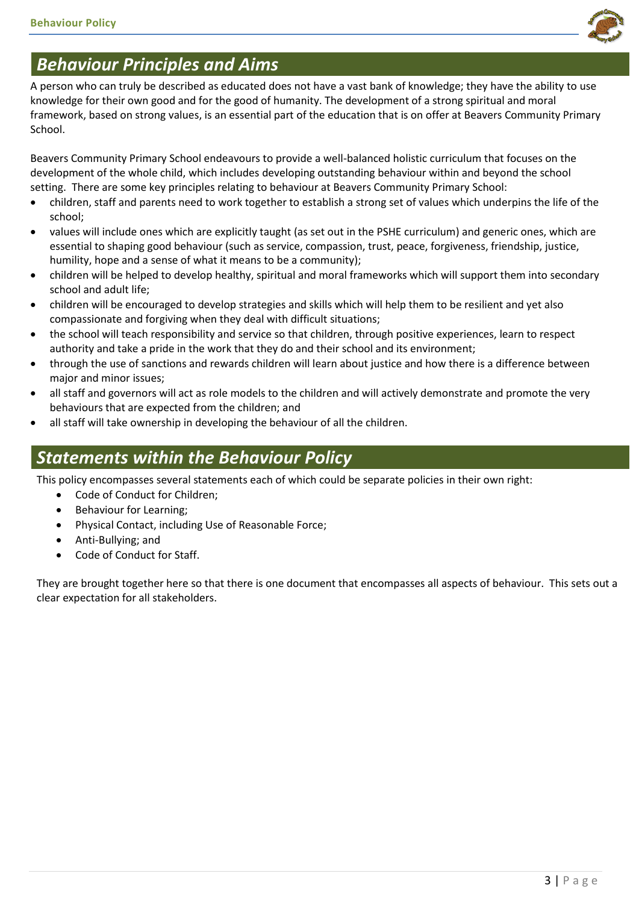## *Behaviour Principles and Aims*

A person who can truly be described as educated does not have a vast bank of knowledge; they have the ability to use knowledge for their own good and for the good of humanity. The development of a strong spiritual and moral framework, based on strong values, is an essential part of the education that is on offer at Beavers Community Primary School.

Beavers Community Primary School endeavours to provide a well-balanced holistic curriculum that focuses on the development of the whole child, which includes developing outstanding behaviour within and beyond the school setting. There are some key principles relating to behaviour at Beavers Community Primary School:

- children, staff and parents need to work together to establish a strong set of values which underpins the life of the school;
- values will include ones which are explicitly taught (as set out in the PSHE curriculum) and generic ones, which are essential to shaping good behaviour (such as service, compassion, trust, peace, forgiveness, friendship, justice, humility, hope and a sense of what it means to be a community);
- children will be helped to develop healthy, spiritual and moral frameworks which will support them into secondary school and adult life;
- children will be encouraged to develop strategies and skills which will help them to be resilient and yet also compassionate and forgiving when they deal with difficult situations;
- the school will teach responsibility and service so that children, through positive experiences, learn to respect authority and take a pride in the work that they do and their school and its environment;
- through the use of sanctions and rewards children will learn about justice and how there is a difference between major and minor issues;
- all staff and governors will act as role models to the children and will actively demonstrate and promote the very behaviours that are expected from the children; and
- all staff will take ownership in developing the behaviour of all the children.

## *Statements within the Behaviour Policy*

This policy encompasses several statements each of which could be separate policies in their own right:

- Code of Conduct for Children;
- Behaviour for Learning;
- Physical Contact, including Use of Reasonable Force;
- Anti-Bullying; and
- Code of Conduct for Staff.

They are brought together here so that there is one document that encompasses all aspects of behaviour. This sets out a clear expectation for all stakeholders.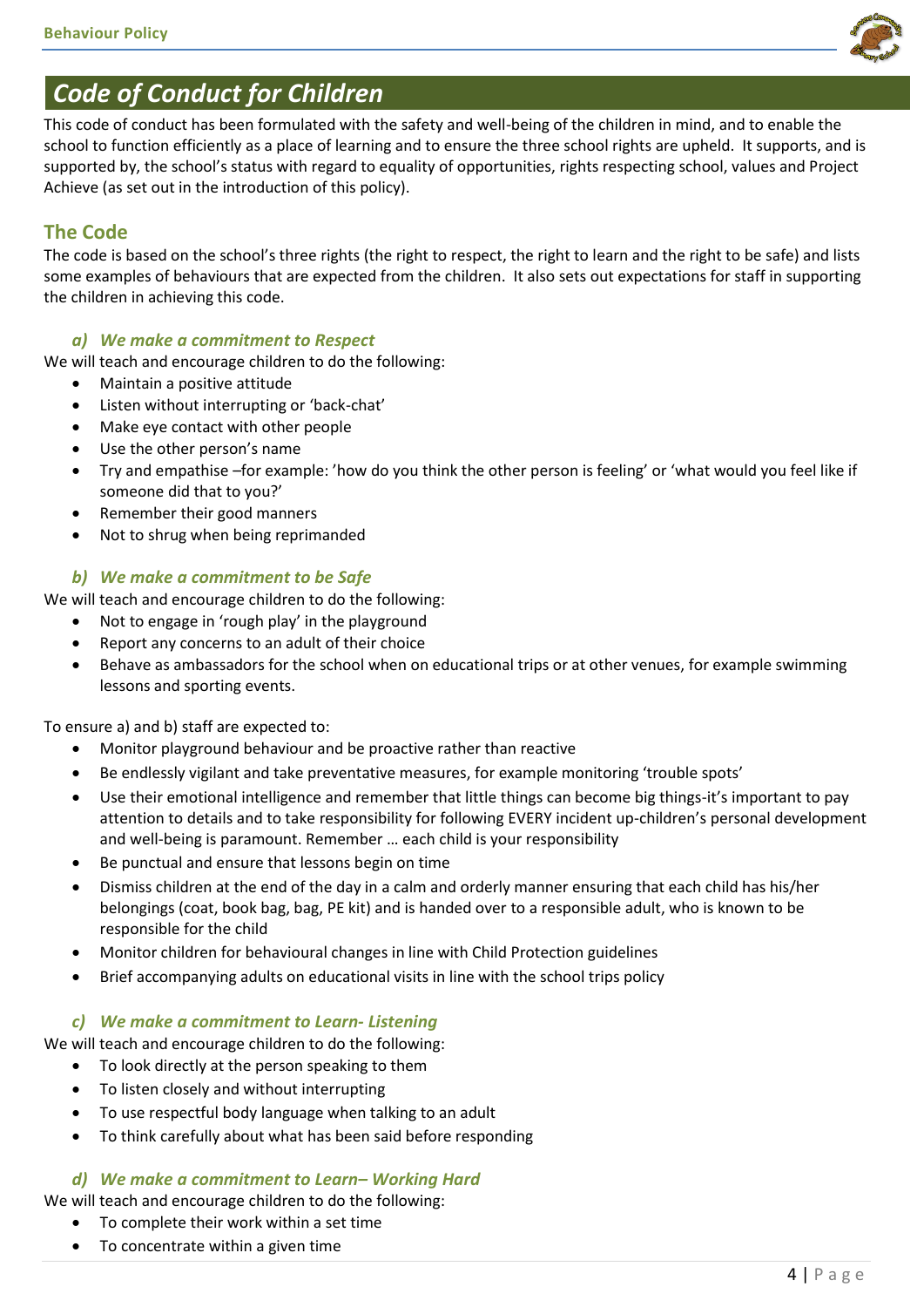# *Code of Conduct for Children*

This code of conduct has been formulated with the safety and well-being of the children in mind, and to enable the school to function efficiently as a place of learning and to ensure the three school rights are upheld. It supports, and is supported by, the school's status with regard to equality of opportunities, rights respecting school, values and Project Achieve (as set out in the introduction of this policy).

## The Code

The code is based on the school's three rights (the right to respect, the right to learn and the right to be safe) and lists some examples of behaviours that are expected from the children. It also sets out expectations for staff in supporting the children in achieving this code.

### *a) We make a commitment to Respect*

We will teach and encourage children to do the following:

- Maintain a positive attitude
- Listen without interrupting or 'back-chat'
- Make eye contact with other people
- Use the other person's name
- Try and empathise –for example: 'how do you think the other person is feeling' or 'what would you feel like if someone did that to you?'
- Remember their good manners
- Not to shrug when being reprimanded

### *b) We make a commitment to be Safe*

We will teach and encourage children to do the following:

- Not to engage in 'rough play' in the playground
- Report any concerns to an adult of their choice
- Behave as ambassadors for the school when on educational trips or at other venues, for example swimming lessons and sporting events.

To ensure a) and b) staff are expected to:

- Monitor playground behaviour and be proactive rather than reactive
- Be endlessly vigilant and take preventative measures, for example monitoring 'trouble spots'
- Use their emotional intelligence and remember that little things can become big things-it's important to pay attention to details and to take responsibility for following EVERY incident up-children's personal development and well-being is paramount. Remember … each child is your responsibility
- Be punctual and ensure that lessons begin on time
- Dismiss children at the end of the day in a calm and orderly manner ensuring that each child has his/her belongings (coat, book bag, bag, PE kit) and is handed over to a responsible adult, who is known to be responsible for the child
- Monitor children for behavioural changes in line with Child Protection guidelines
- Brief accompanying adults on educational visits in line with the school trips policy

### *c) We make a commitment to Learn- Listening*

We will teach and encourage children to do the following:

- To look directly at the person speaking to them
- To listen closely and without interrupting
- To use respectful body language when talking to an adult
- To think carefully about what has been said before responding

### *d) We make a commitment to Learn– Working Hard*

We will teach and encourage children to do the following:

- To complete their work within a set time
- To concentrate within a given time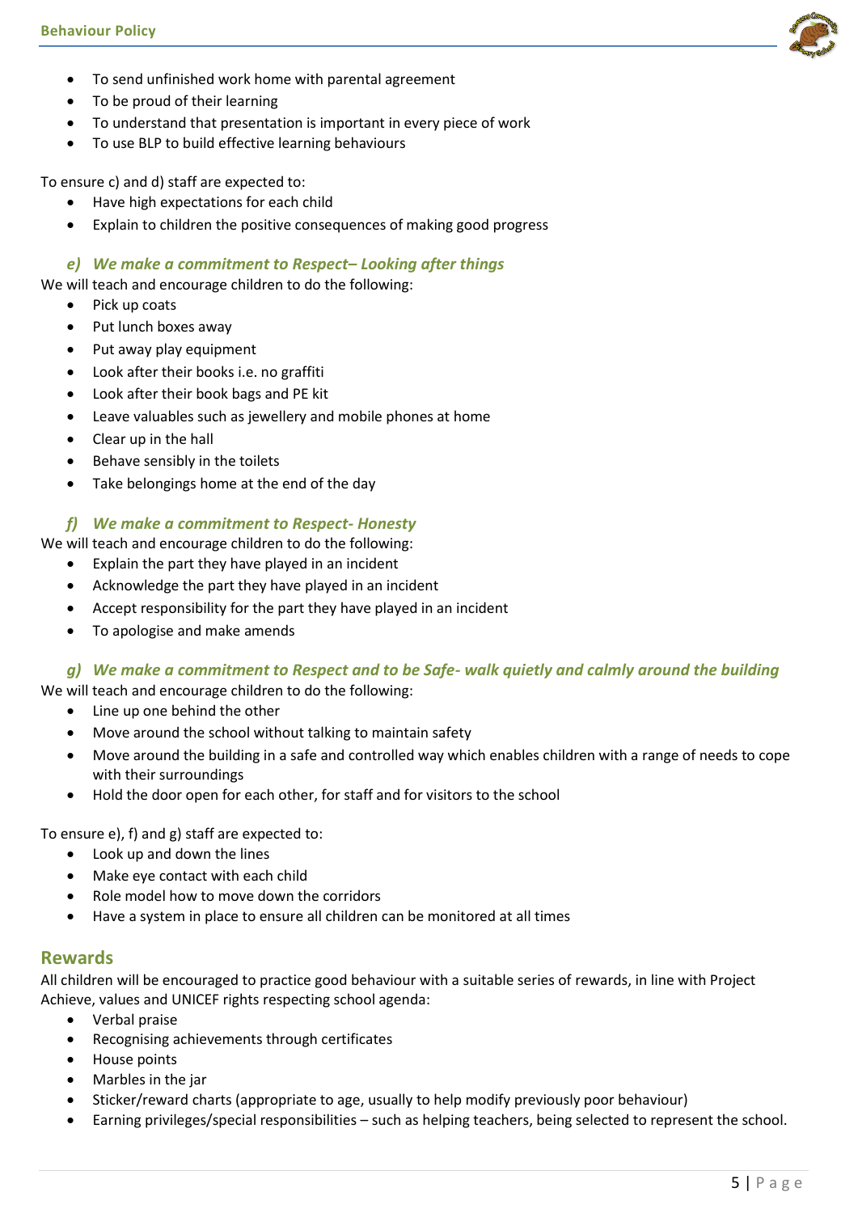- To send unfinished work home with parental agreement
- To be proud of their learning
- To understand that presentation is important in every piece of work
- To use BLP to build effective learning behaviours

To ensure c) and d) staff are expected to:

- Have high expectations for each child
- Explain to children the positive consequences of making good progress

### *e) We make a commitment to Respect– Looking after things*

We will teach and encourage children to do the following:

- Pick up coats
- Put lunch boxes away
- Put away play equipment
- Look after their books i.e. no graffiti
- Look after their book bags and PE kit
- Leave valuables such as jewellery and mobile phones at home
- Clear up in the hall
- Behave sensibly in the toilets
- Take belongings home at the end of the day

### *f) We make a commitment to Respect- Honesty*

We will teach and encourage children to do the following:

- Explain the part they have played in an incident
- Acknowledge the part they have played in an incident
- Accept responsibility for the part they have played in an incident
- To apologise and make amends

### *g) We make a commitment to Respect and to be Safe- walk quietly and calmly around the building*

We will teach and encourage children to do the following:

- Line up one behind the other
- Move around the school without talking to maintain safety
- Move around the building in a safe and controlled way which enables children with a range of needs to cope with their surroundings
- Hold the door open for each other, for staff and for visitors to the school

To ensure e), f) and g) staff are expected to:

- Look up and down the lines
- Make eye contact with each child
- Role model how to move down the corridors
- Have a system in place to ensure all children can be monitored at all times

## Rewards

All children will be encouraged to practice good behaviour with a suitable series of rewards, in line with Project Achieve, values and UNICEF rights respecting school agenda:

- Verbal praise
- Recognising achievements through certificates
- House points
- Marbles in the jar
- Sticker/reward charts (appropriate to age, usually to help modify previously poor behaviour)
- Earning privileges/special responsibilities – such as helping teachers, being selected to represent the school.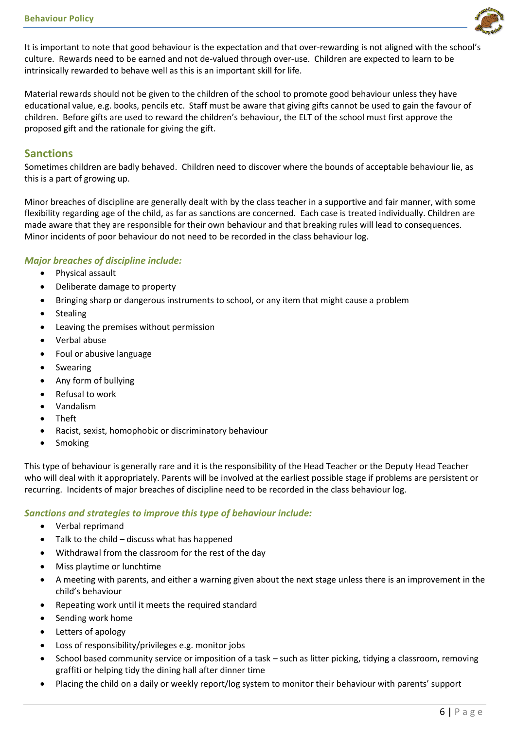It is important to note that good behaviour is the expectation and that over-rewarding is not aligned with the school's culture. Rewards need to be earned and not de-valued through over-use. Children are expected to learn to be intrinsically rewarded to behave well as this is an important skill for life.

Material rewards should not be given to the children of the school to promote good behaviour unless they have educational value, e.g. books, pencils etc. Staff must be aware that giving gifts cannot be used to gain the favour of children. Before gifts are used to reward the children's behaviour, the ELT of the school must first approve the proposed gift and the rationale for giving the gift.

## Sanctions

Sometimes children are badly behaved. Children need to discover where the bounds of acceptable behaviour lie, as this is a part of growing up.

Minor breaches of discipline are generally dealt with by the class teacher in a supportive and fair manner, with some flexibility regarding age of the child, as far as sanctions are concerned. Each case is treated individually. Children are made aware that they are responsible for their own behaviour and that breaking rules will lead to consequences. Minor incidents of poor behaviour do not need to be recorded in the class behaviour log.

### *Major breaches of discipline include:*

- Physical assault
- Deliberate damage to property
- Bringing sharp or dangerous instruments to school, or any item that might cause a problem
- Stealing
- Leaving the premises without permission
- Verbal abuse
- Foul or abusive language
- Swearing
- Any form of bullying
- Refusal to work
- Vandalism
- Theft
- Racist, sexist, homophobic or discriminatory behaviour
- Smoking

This type of behaviour is generally rare and it is the responsibility of the Head Teacher or the Deputy Head Teacher who will deal with it appropriately. Parents will be involved at the earliest possible stage if problems are persistent or recurring. Incidents of major breaches of discipline need to be recorded in the class behaviour log.

### *Sanctions and strategies to improve this type of behaviour include:*

- Verbal reprimand
- Talk to the child – discuss what has happened
- Withdrawal from the classroom for the rest of the day
- Miss playtime or lunchtime
- A meeting with parents, and either a warning given about the next stage unless there is an improvement in the child's behaviour
- Repeating work until it meets the required standard
- Sending work home
- Letters of apology
- Loss of responsibility/privileges e.g. monitor jobs
- School based community service or imposition of a task – such as litter picking, tidying a classroom, removing graffiti or helping tidy the dining hall after dinner time
- Placing the child on a daily or weekly report/log system to monitor their behaviour with parents' support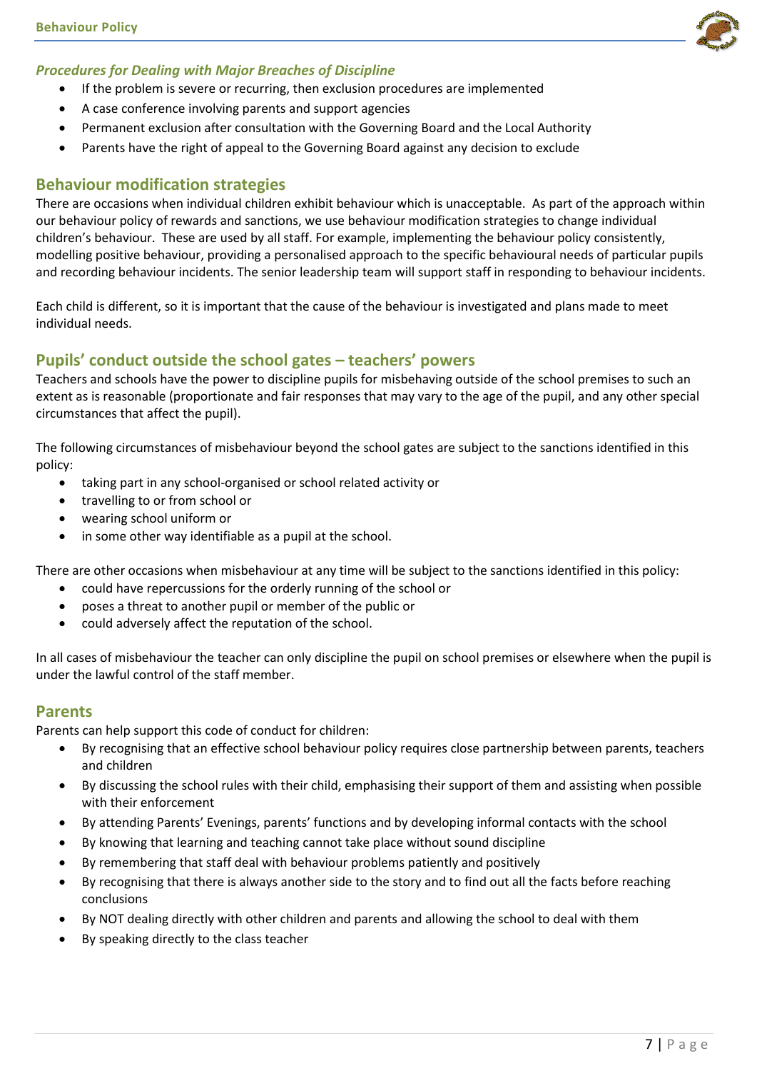### *Procedures for Dealing with Major Breaches of Discipline*

- If the problem is severe or recurring, then exclusion procedures are implemented
- A case conference involving parents and support agencies
- Permanent exclusion after consultation with the Governing Board and the Local Authority
- Parents have the right of appeal to the Governing Board against any decision to exclude

## Behaviour modification strategies

There are occasions when individual children exhibit behaviour which is unacceptable. As part of the approach within our behaviour policy of rewards and sanctions, we use behaviour modification strategies to change individual children's behaviour. These are used by all staff. For example, implementing the behaviour policy consistently, modelling positive behaviour, providing a personalised approach to the specific behavioural needs of particular pupils and recording behaviour incidents. The senior leadership team will support staff in responding to behaviour incidents.

Each child is different, so it is important that the cause of the behaviour is investigated and plans made to meet individual needs.

## Pupils' conduct outside the school gates – teachers' powers

Teachers and schools have the power to discipline pupils for misbehaving outside of the school premises to such an extent as is reasonable (proportionate and fair responses that may vary to the age of the pupil, and any other special circumstances that affect the pupil).

The following circumstances of misbehaviour beyond the school gates are subject to the sanctions identified in this policy:

- taking part in any school-organised or school related activity or
- travelling to or from school or
- wearing school uniform or
- in some other way identifiable as a pupil at the school.

There are other occasions when misbehaviour at any time will be subject to the sanctions identified in this policy:

- could have repercussions for the orderly running of the school or
- poses a threat to another pupil or member of the public or
- could adversely affect the reputation of the school.

In all cases of misbehaviour the teacher can only discipline the pupil on school premises or elsewhere when the pupil is under the lawful control of the staff member.

## Parents

Parents can help support this code of conduct for children:

- By recognising that an effective school behaviour policy requires close partnership between parents, teachers and children
- By discussing the school rules with their child, emphasising their support of them and assisting when possible with their enforcement
- By attending Parents' Evenings, parents' functions and by developing informal contacts with the school
- By knowing that learning and teaching cannot take place without sound discipline
- By remembering that staff deal with behaviour problems patiently and positively
- By recognising that there is always another side to the story and to find out all the facts before reaching conclusions
- By NOT dealing directly with other children and parents and allowing the school to deal with them
- By speaking directly to the class teacher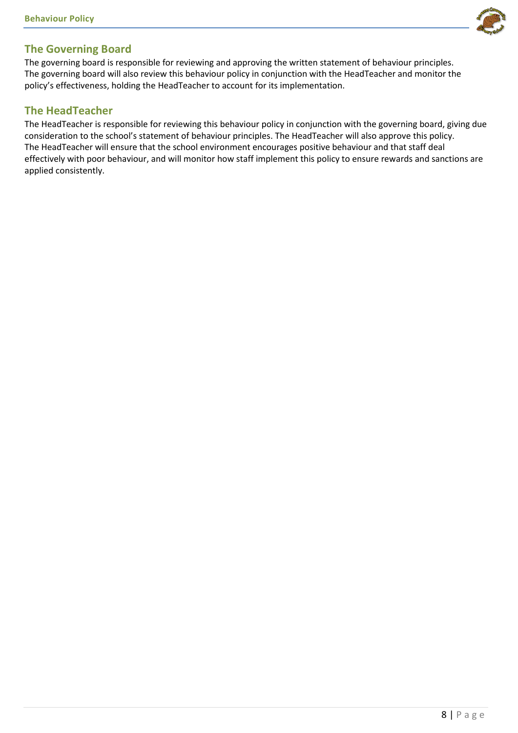## The Governing Board

The governing board is responsible for reviewing and approving the written statement of behaviour principles. The governing board will also review this behaviour policy in conjunction with the HeadTeacher and monitor the policy's effectiveness, holding the HeadTeacher to account for its implementation.

## The HeadTeacher

The HeadTeacher is responsible for reviewing this behaviour policy in conjunction with the governing board, giving due consideration to the school's statement of behaviour principles. The HeadTeacher will also approve this policy. The HeadTeacher will ensure that the school environment encourages positive behaviour and that staff deal effectively with poor behaviour, and will monitor how staff implement this policy to ensure rewards and sanctions are applied consistently.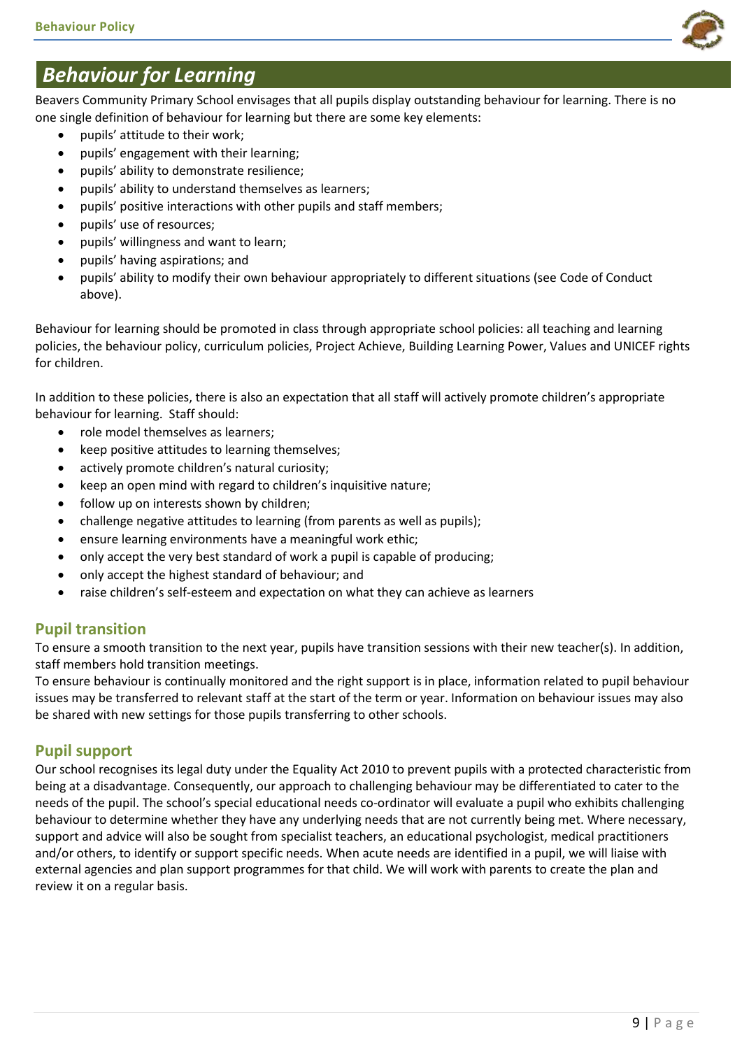## *Behaviour for Learning*

Beavers Community Primary School envisages that all pupils display outstanding behaviour for learning. There is no one single definition of behaviour for learning but there are some key elements:

- pupils' attitude to their work;
- pupils' engagement with their learning;
- pupils' ability to demonstrate resilience;
- pupils' ability to understand themselves as learners;
- pupils' positive interactions with other pupils and staff members;
- pupils' use of resources;
- pupils' willingness and want to learn;
- pupils' having aspirations; and
- pupils' ability to modify their own behaviour appropriately to different situations (see Code of Conduct above).

Behaviour for learning should be promoted in class through appropriate school policies: all teaching and learning policies, the behaviour policy, curriculum policies, Project Achieve, Building Learning Power, Values and UNICEF rights for children.

In addition to these policies, there is also an expectation that all staff will actively promote children's appropriate behaviour for learning. Staff should:

- role model themselves as learners;
- keep positive attitudes to learning themselves;
- actively promote children's natural curiosity;
- keep an open mind with regard to children's inquisitive nature;
- follow up on interests shown by children;
- challenge negative attitudes to learning (from parents as well as pupils);
- ensure learning environments have a meaningful work ethic;
- only accept the very best standard of work a pupil is capable of producing;
- only accept the highest standard of behaviour; and
- raise children's self-esteem and expectation on what they can achieve as learners

### Pupil transition

To ensure a smooth transition to the next year, pupils have transition sessions with their new teacher(s). In addition, staff members hold transition meetings.

To ensure behaviour is continually monitored and the right support is in place, information related to pupil behaviour issues may be transferred to relevant staff at the start of the term or year. Information on behaviour issues may also be shared with new settings for those pupils transferring to other schools.

### Pupil support

Our school recognises its legal duty under the Equality Act 2010 to prevent pupils with a protected characteristic from being at a disadvantage. Consequently, our approach to challenging behaviour may be differentiated to cater to the needs of the pupil. The school's special educational needs co-ordinator will evaluate a pupil who exhibits challenging behaviour to determine whether they have any underlying needs that are not currently being met. Where necessary, support and advice will also be sought from specialist teachers, an educational psychologist, medical practitioners and/or others, to identify or support specific needs. When acute needs are identified in a pupil, we will liaise with external agencies and plan support programmes for that child. We will work with parents to create the plan and review it on a regular basis.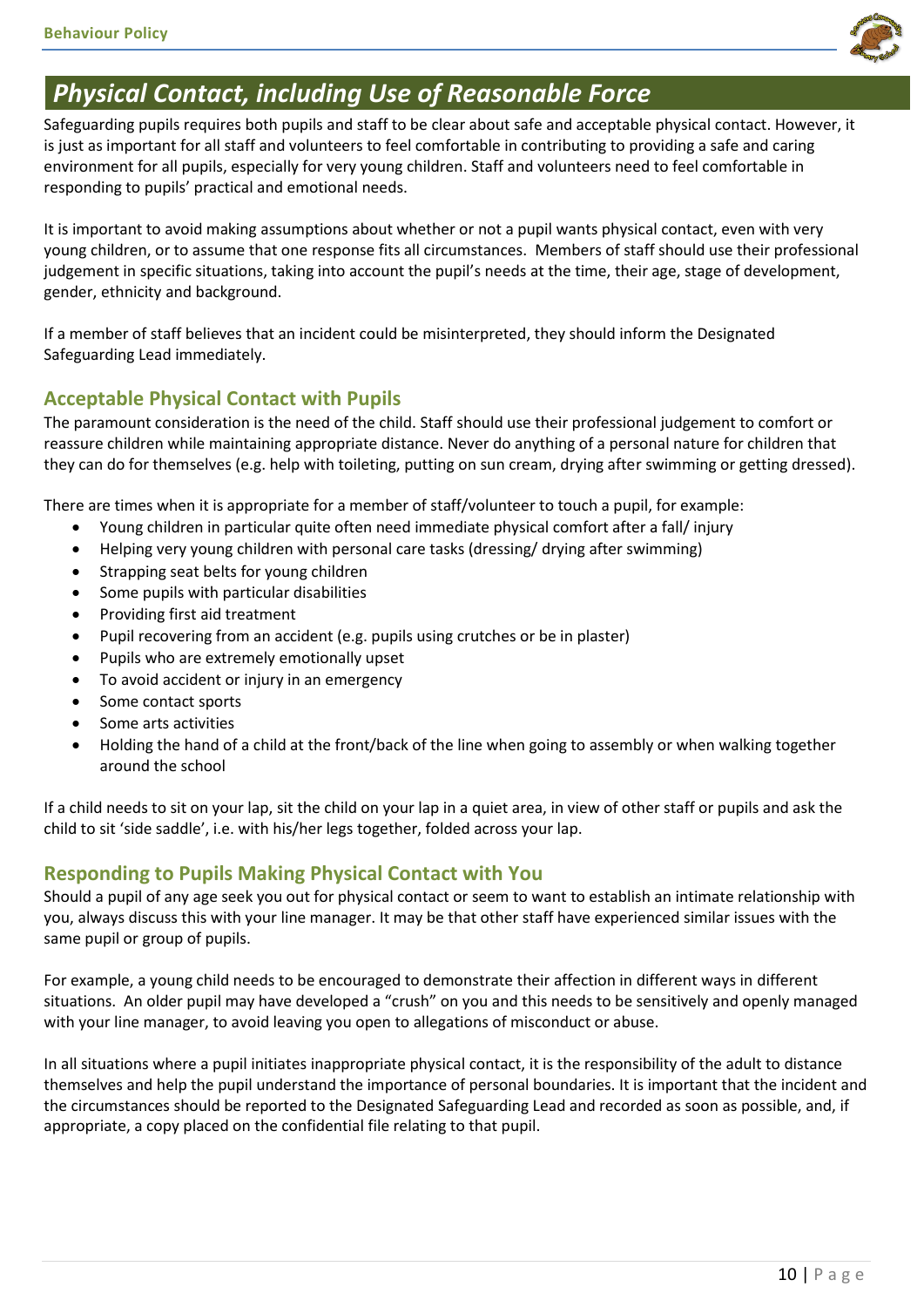# *Physical Contact, including Use of Reasonable Force*

Safeguarding pupils requires both pupils and staff to be clear about safe and acceptable physical contact. However, it is just as important for all staff and volunteers to feel comfortable in contributing to providing a safe and caring environment for all pupils, especially for very young children. Staff and volunteers need to feel comfortable in responding to pupils' practical and emotional needs.

It is important to avoid making assumptions about whether or not a pupil wants physical contact, even with very young children, or to assume that one response fits all circumstances. Members of staff should use their professional judgement in specific situations, taking into account the pupil's needs at the time, their age, stage of development, gender, ethnicity and background.

If a member of staff believes that an incident could be misinterpreted, they should inform the Designated Safeguarding Lead immediately.

## Acceptable Physical Contact with Pupils

The paramount consideration is the need of the child. Staff should use their professional judgement to comfort or reassure children while maintaining appropriate distance. Never do anything of a personal nature for children that they can do for themselves (e.g. help with toileting, putting on sun cream, drying after swimming or getting dressed).

There are times when it is appropriate for a member of staff/volunteer to touch a pupil, for example:

- Young children in particular quite often need immediate physical comfort after a fall/ injury
- Helping very young children with personal care tasks (dressing/ drying after swimming)
- Strapping seat belts for young children
- Some pupils with particular disabilities
- Providing first aid treatment
- Pupil recovering from an accident (e.g. pupils using crutches or be in plaster)
- Pupils who are extremely emotionally upset
- To avoid accident or injury in an emergency
- Some contact sports
- Some arts activities
- Holding the hand of a child at the front/back of the line when going to assembly or when walking together around the school

If a child needs to sit on your lap, sit the child on your lap in a quiet area, in view of other staff or pupils and ask the child to sit 'side saddle', i.e. with his/her legs together, folded across your lap.

## Responding to Pupils Making Physical Contact with You

Should a pupil of any age seek you out for physical contact or seem to want to establish an intimate relationship with you, always discuss this with your line manager. It may be that other staff have experienced similar issues with the same pupil or group of pupils.

For example, a young child needs to be encouraged to demonstrate their affection in different ways in different situations. An older pupil may have developed a "crush" on you and this needs to be sensitively and openly managed with your line manager, to avoid leaving you open to allegations of misconduct or abuse.

In all situations where a pupil initiates inappropriate physical contact, it is the responsibility of the adult to distance themselves and help the pupil understand the importance of personal boundaries. It is important that the incident and the circumstances should be reported to the Designated Safeguarding Lead and recorded as soon as possible, and, if appropriate, a copy placed on the confidential file relating to that pupil.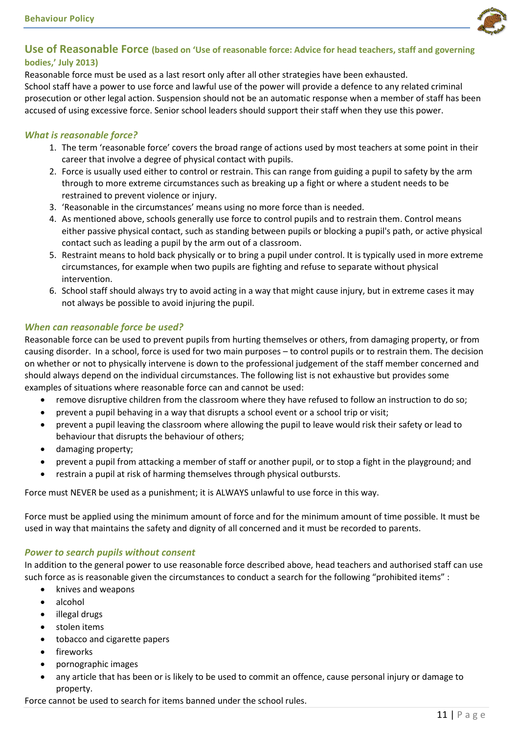## Use of Reasonable Force (based on 'Use of reasonable force: Advice for head teachers, staff and governing bodies,' July 2013)

Reasonable force must be used as a last resort only after all other strategies have been exhausted.
School staff have a power to use force and lawful use of the power will provide a defence to any related criminal prosecution or other legal action. Suspension should not be an automatic response when a member of staff has been accused of using excessive force. Senior school leaders should support their staff when they use this power.

### *What is reasonable force?*

1. The term 'reasonable force' covers the broad range of actions used by most teachers at some point in their career that involve a degree of physical contact with pupils.
2. Force is usually used either to control or restrain. This can range from guiding a pupil to safety by the arm through to more extreme circumstances such as breaking up a fight or where a student needs to be restrained to prevent violence or injury.
3. 'Reasonable in the circumstances' means using no more force than is needed.
4. As mentioned above, schools generally use force to control pupils and to restrain them. Control means either passive physical contact, such as standing between pupils or blocking a pupil's path, or active physical contact such as leading a pupil by the arm out of a classroom.
5. Restraint means to hold back physically or to bring a pupil under control. It is typically used in more extreme circumstances, for example when two pupils are fighting and refuse to separate without physical intervention.
6. School staff should always try to avoid acting in a way that might cause injury, but in extreme cases it may not always be possible to avoid injuring the pupil.

### *When can reasonable force be used?*

Reasonable force can be used to prevent pupils from hurting themselves or others, from damaging property, or from causing disorder. In a school, force is used for two main purposes – to control pupils or to restrain them. The decision on whether or not to physically intervene is down to the professional judgement of the staff member concerned and should always depend on the individual circumstances. The following list is not exhaustive but provides some examples of situations where reasonable force can and cannot be used:

- remove disruptive children from the classroom where they have refused to follow an instruction to do so;
- prevent a pupil behaving in a way that disrupts a school event or a school trip or visit;
- prevent a pupil leaving the classroom where allowing the pupil to leave would risk their safety or lead to behaviour that disrupts the behaviour of others;
- damaging property;
- prevent a pupil from attacking a member of staff or another pupil, or to stop a fight in the playground; and
- restrain a pupil at risk of harming themselves through physical outbursts.

Force must NEVER be used as a punishment; it is ALWAYS unlawful to use force in this way.

Force must be applied using the minimum amount of force and for the minimum amount of time possible. It must be used in way that maintains the safety and dignity of all concerned and it must be recorded to parents.

### *Power to search pupils without consent*

In addition to the general power to use reasonable force described above, head teachers and authorised staff can use such force as is reasonable given the circumstances to conduct a search for the following "prohibited items" :

- knives and weapons
- alcohol
- illegal drugs
- stolen items
- tobacco and cigarette papers
- fireworks
- pornographic images
- any article that has been or is likely to be used to commit an offence, cause personal injury or damage to property.

Force cannot be used to search for items banned under the school rules.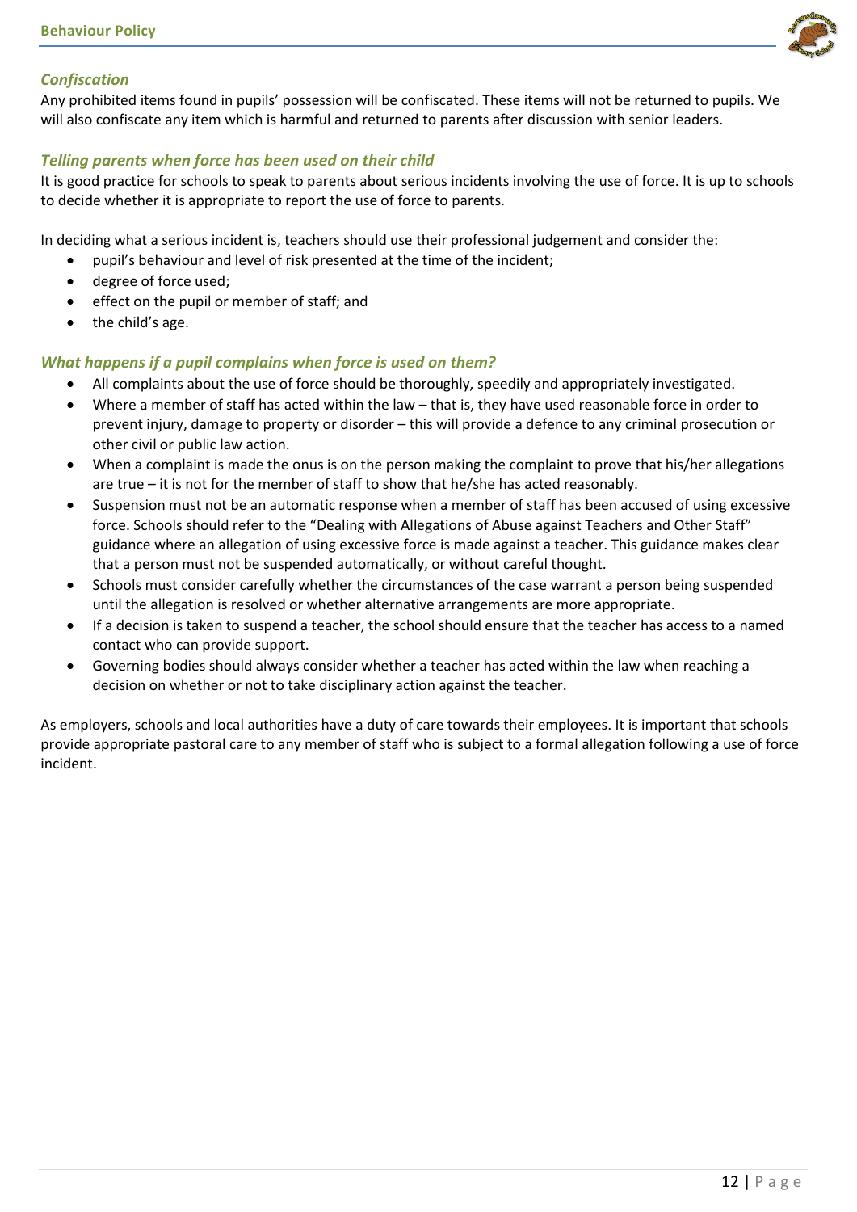### *Confiscation*

Any prohibited items found in pupils' possession will be confiscated. These items will not be returned to pupils. We will also confiscate any item which is harmful and returned to parents after discussion with senior leaders.

### *Telling parents when force has been used on their child*

It is good practice for schools to speak to parents about serious incidents involving the use of force. It is up to schools to decide whether it is appropriate to report the use of force to parents.

In deciding what a serious incident is, teachers should use their professional judgement and consider the:

- pupil's behaviour and level of risk presented at the time of the incident;
- degree of force used;
- effect on the pupil or member of staff; and
- the child's age.

### *What happens if a pupil complains when force is used on them?*

- All complaints about the use of force should be thoroughly, speedily and appropriately investigated.
- Where a member of staff has acted within the law – that is, they have used reasonable force in order to prevent injury, damage to property or disorder – this will provide a defence to any criminal prosecution or other civil or public law action.
- When a complaint is made the onus is on the person making the complaint to prove that his/her allegations are true – it is not for the member of staff to show that he/she has acted reasonably.
- Suspension must not be an automatic response when a member of staff has been accused of using excessive force. Schools should refer to the "Dealing with Allegations of Abuse against Teachers and Other Staff" guidance where an allegation of using excessive force is made against a teacher. This guidance makes clear that a person must not be suspended automatically, or without careful thought.
- Schools must consider carefully whether the circumstances of the case warrant a person being suspended until the allegation is resolved or whether alternative arrangements are more appropriate.
- If a decision is taken to suspend a teacher, the school should ensure that the teacher has access to a named contact who can provide support.
- Governing bodies should always consider whether a teacher has acted within the law when reaching a decision on whether or not to take disciplinary action against the teacher.

As employers, schools and local authorities have a duty of care towards their employees. It is important that schools provide appropriate pastoral care to any member of staff who is subject to a formal allegation following a use of force incident.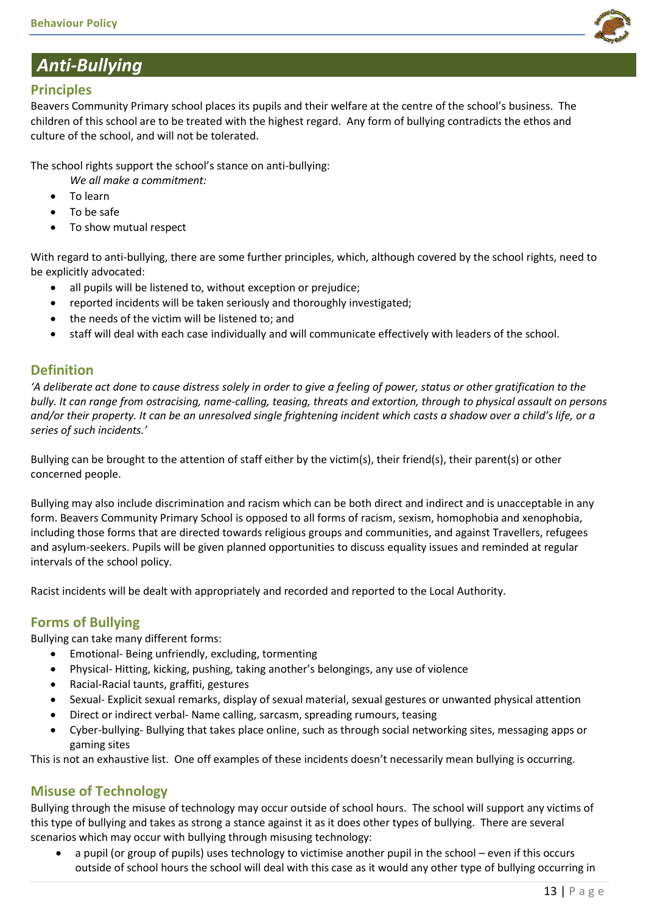# *Anti-Bullying*

## Principles

Beavers Community Primary school places its pupils and their welfare at the centre of the school's business. The children of this school are to be treated with the highest regard. Any form of bullying contradicts the ethos and culture of the school, and will not be tolerated.

The school rights support the school's stance on anti-bullying:

*We all make a commitment:*

- To learn
- To be safe
- To show mutual respect

With regard to anti-bullying, there are some further principles, which, although covered by the school rights, need to be explicitly advocated:

- all pupils will be listened to, without exception or prejudice;
- reported incidents will be taken seriously and thoroughly investigated;
- the needs of the victim will be listened to; and
- staff will deal with each case individually and will communicate effectively with leaders of the school.

## Definition

*'A deliberate act done to cause distress solely in order to give a feeling of power, status or other gratification to the bully. It can range from ostracising, name-calling, teasing, threats and extortion, through to physical assault on persons and/or their property. It can be an unresolved single frightening incident which casts a shadow over a child's life, or a series of such incidents.'*

Bullying can be brought to the attention of staff either by the victim(s), their friend(s), their parent(s) or other concerned people.

Bullying may also include discrimination and racism which can be both direct and indirect and is unacceptable in any form. Beavers Community Primary School is opposed to all forms of racism, sexism, homophobia and xenophobia, including those forms that are directed towards religious groups and communities, and against Travellers, refugees and asylum-seekers. Pupils will be given planned opportunities to discuss equality issues and reminded at regular intervals of the school policy.

Racist incidents will be dealt with appropriately and recorded and reported to the Local Authority.

## Forms of Bullying

Bullying can take many different forms:

- Emotional- Being unfriendly, excluding, tormenting
- Physical- Hitting, kicking, pushing, taking another's belongings, any use of violence
- Racial-Racial taunts, graffiti, gestures
- Sexual- Explicit sexual remarks, display of sexual material, sexual gestures or unwanted physical attention
- Direct or indirect verbal- Name calling, sarcasm, spreading rumours, teasing
- Cyber-bullying- Bullying that takes place online, such as through social networking sites, messaging apps or gaming sites

This is not an exhaustive list. One off examples of these incidents doesn't necessarily mean bullying is occurring.

## Misuse of Technology

Bullying through the misuse of technology may occur outside of school hours. The school will support any victims of this type of bullying and takes as strong a stance against it as it does other types of bullying. There are several scenarios which may occur with bullying through misusing technology:

- a pupil (or group of pupils) uses technology to victimise another pupil in the school – even if this occurs outside of school hours the school will deal with this case as it would any other type of bullying occurring in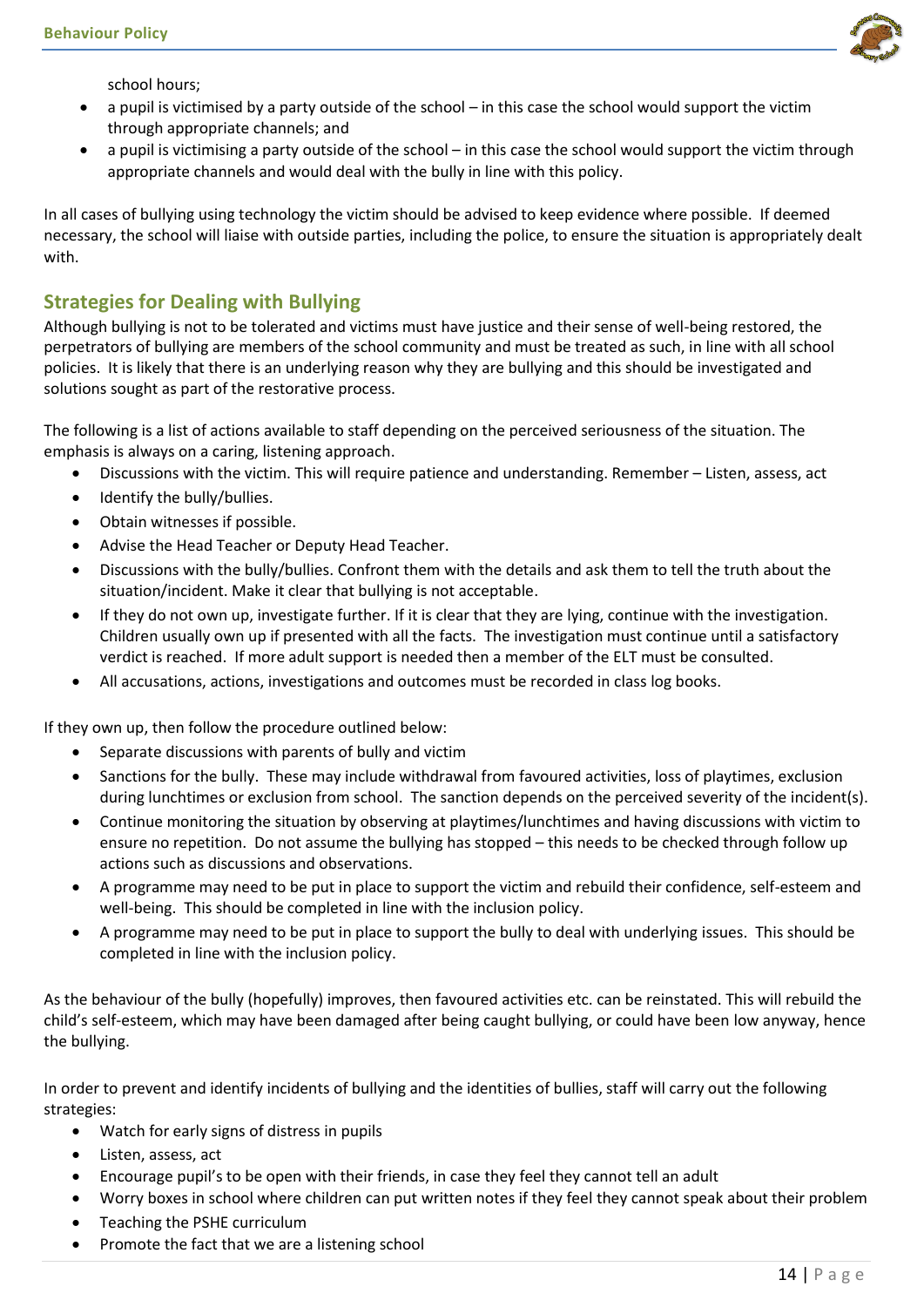school hours;

- a pupil is victimised by a party outside of the school – in this case the school would support the victim through appropriate channels; and
- a pupil is victimising a party outside of the school – in this case the school would support the victim through appropriate channels and would deal with the bully in line with this policy.

In all cases of bullying using technology the victim should be advised to keep evidence where possible. If deemed necessary, the school will liaise with outside parties, including the police, to ensure the situation is appropriately dealt with.

## Strategies for Dealing with Bullying

Although bullying is not to be tolerated and victims must have justice and their sense of well-being restored, the perpetrators of bullying are members of the school community and must be treated as such, in line with all school policies. It is likely that there is an underlying reason why they are bullying and this should be investigated and solutions sought as part of the restorative process.

The following is a list of actions available to staff depending on the perceived seriousness of the situation. The emphasis is always on a caring, listening approach.

- Discussions with the victim. This will require patience and understanding. Remember – Listen, assess, act
- Identify the bully/bullies.
- Obtain witnesses if possible.
- Advise the Head Teacher or Deputy Head Teacher.
- Discussions with the bully/bullies. Confront them with the details and ask them to tell the truth about the situation/incident. Make it clear that bullying is not acceptable.
- If they do not own up, investigate further. If it is clear that they are lying, continue with the investigation. Children usually own up if presented with all the facts. The investigation must continue until a satisfactory verdict is reached. If more adult support is needed then a member of the ELT must be consulted.
- All accusations, actions, investigations and outcomes must be recorded in class log books.

If they own up, then follow the procedure outlined below:

- Separate discussions with parents of bully and victim
- Sanctions for the bully. These may include withdrawal from favoured activities, loss of playtimes, exclusion during lunchtimes or exclusion from school. The sanction depends on the perceived severity of the incident(s).
- Continue monitoring the situation by observing at playtimes/lunchtimes and having discussions with victim to ensure no repetition. Do not assume the bullying has stopped – this needs to be checked through follow up actions such as discussions and observations.
- A programme may need to be put in place to support the victim and rebuild their confidence, self-esteem and well-being. This should be completed in line with the inclusion policy.
- A programme may need to be put in place to support the bully to deal with underlying issues. This should be completed in line with the inclusion policy.

As the behaviour of the bully (hopefully) improves, then favoured activities etc. can be reinstated. This will rebuild the child's self-esteem, which may have been damaged after being caught bullying, or could have been low anyway, hence the bullying.

In order to prevent and identify incidents of bullying and the identities of bullies, staff will carry out the following strategies:

- Watch for early signs of distress in pupils
- Listen, assess, act
- Encourage pupil's to be open with their friends, in case they feel they cannot tell an adult
- Worry boxes in school where children can put written notes if they feel they cannot speak about their problem
- Teaching the PSHE curriculum
- Promote the fact that we are a listening school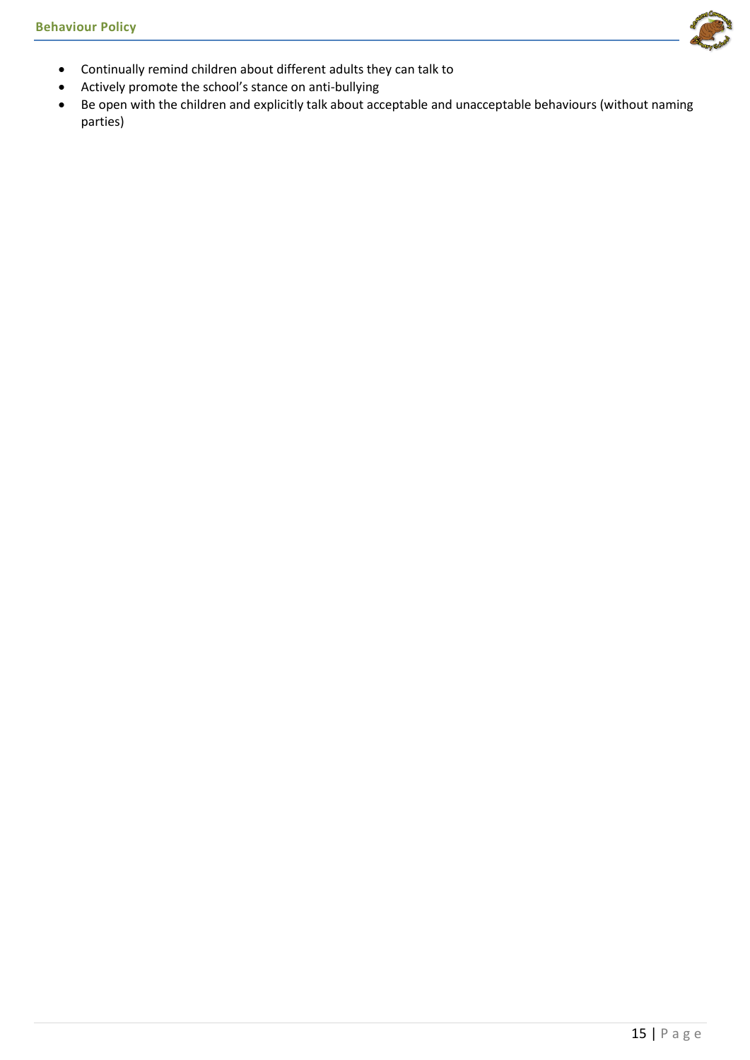- Continually remind children about different adults they can talk to
- Actively promote the school's stance on anti-bullying
- Be open with the children and explicitly talk about acceptable and unacceptable behaviours (without naming parties)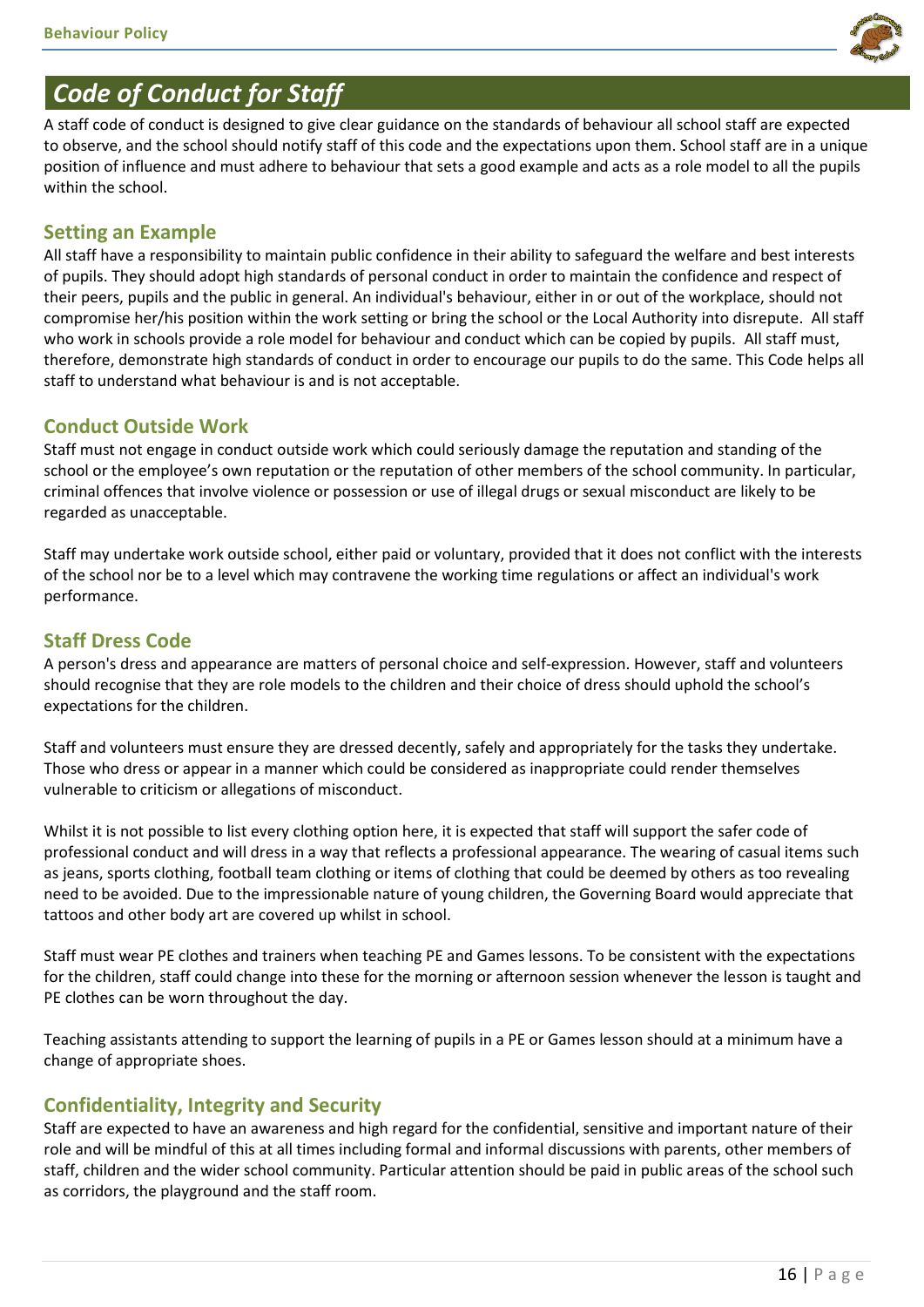## *Code of Conduct for Staff*

A staff code of conduct is designed to give clear guidance on the standards of behaviour all school staff are expected to observe, and the school should notify staff of this code and the expectations upon them. School staff are in a unique position of influence and must adhere to behaviour that sets a good example and acts as a role model to all the pupils within the school.

### Setting an Example

All staff have a responsibility to maintain public confidence in their ability to safeguard the welfare and best interests of pupils. They should adopt high standards of personal conduct in order to maintain the confidence and respect of their peers, pupils and the public in general. An individual's behaviour, either in or out of the workplace, should not compromise her/his position within the work setting or bring the school or the Local Authority into disrepute. All staff who work in schools provide a role model for behaviour and conduct which can be copied by pupils. All staff must, therefore, demonstrate high standards of conduct in order to encourage our pupils to do the same. This Code helps all staff to understand what behaviour is and is not acceptable.

### Conduct Outside Work

Staff must not engage in conduct outside work which could seriously damage the reputation and standing of the school or the employee's own reputation or the reputation of other members of the school community. In particular, criminal offences that involve violence or possession or use of illegal drugs or sexual misconduct are likely to be regarded as unacceptable.

Staff may undertake work outside school, either paid or voluntary, provided that it does not conflict with the interests of the school nor be to a level which may contravene the working time regulations or affect an individual's work performance.

### Staff Dress Code

A person's dress and appearance are matters of personal choice and self-expression. However, staff and volunteers should recognise that they are role models to the children and their choice of dress should uphold the school's expectations for the children.

Staff and volunteers must ensure they are dressed decently, safely and appropriately for the tasks they undertake. Those who dress or appear in a manner which could be considered as inappropriate could render themselves vulnerable to criticism or allegations of misconduct.

Whilst it is not possible to list every clothing option here, it is expected that staff will support the safer code of professional conduct and will dress in a way that reflects a professional appearance. The wearing of casual items such as jeans, sports clothing, football team clothing or items of clothing that could be deemed by others as too revealing need to be avoided. Due to the impressionable nature of young children, the Governing Board would appreciate that tattoos and other body art are covered up whilst in school.

Staff must wear PE clothes and trainers when teaching PE and Games lessons. To be consistent with the expectations for the children, staff could change into these for the morning or afternoon session whenever the lesson is taught and PE clothes can be worn throughout the day.

Teaching assistants attending to support the learning of pupils in a PE or Games lesson should at a minimum have a change of appropriate shoes.

### Confidentiality, Integrity and Security

Staff are expected to have an awareness and high regard for the confidential, sensitive and important nature of their role and will be mindful of this at all times including formal and informal discussions with parents, other members of staff, children and the wider school community. Particular attention should be paid in public areas of the school such as corridors, the playground and the staff room.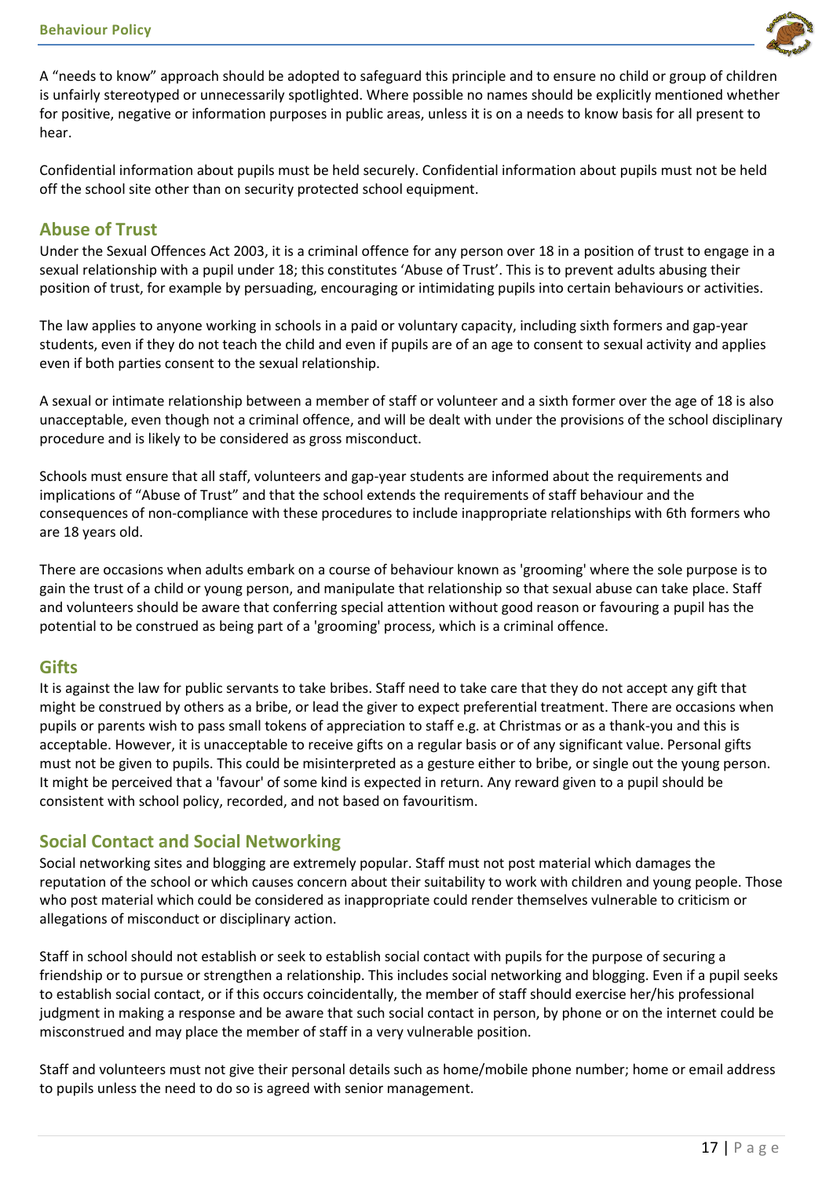A “needs to know” approach should be adopted to safeguard this principle and to ensure no child or group of children is unfairly stereotyped or unnecessarily spotlighted. Where possible no names should be explicitly mentioned whether for positive, negative or information purposes in public areas, unless it is on a needs to know basis for all present to hear.

Confidential information about pupils must be held securely. Confidential information about pupils must not be held off the school site other than on security protected school equipment.

## Abuse of Trust

Under the Sexual Offences Act 2003, it is a criminal offence for any person over 18 in a position of trust to engage in a sexual relationship with a pupil under 18; this constitutes ‘Abuse of Trust’. This is to prevent adults abusing their position of trust, for example by persuading, encouraging or intimidating pupils into certain behaviours or activities.

The law applies to anyone working in schools in a paid or voluntary capacity, including sixth formers and gap-year students, even if they do not teach the child and even if pupils are of an age to consent to sexual activity and applies even if both parties consent to the sexual relationship.

A sexual or intimate relationship between a member of staff or volunteer and a sixth former over the age of 18 is also unacceptable, even though not a criminal offence, and will be dealt with under the provisions of the school disciplinary procedure and is likely to be considered as gross misconduct.

Schools must ensure that all staff, volunteers and gap-year students are informed about the requirements and implications of “Abuse of Trust” and that the school extends the requirements of staff behaviour and the consequences of non-compliance with these procedures to include inappropriate relationships with 6th formers who are 18 years old.

There are occasions when adults embark on a course of behaviour known as 'grooming' where the sole purpose is to gain the trust of a child or young person, and manipulate that relationship so that sexual abuse can take place. Staff and volunteers should be aware that conferring special attention without good reason or favouring a pupil has the potential to be construed as being part of a 'grooming' process, which is a criminal offence.

## Gifts

It is against the law for public servants to take bribes. Staff need to take care that they do not accept any gift that might be construed by others as a bribe, or lead the giver to expect preferential treatment. There are occasions when pupils or parents wish to pass small tokens of appreciation to staff e.g. at Christmas or as a thank-you and this is acceptable. However, it is unacceptable to receive gifts on a regular basis or of any significant value. Personal gifts must not be given to pupils. This could be misinterpreted as a gesture either to bribe, or single out the young person. It might be perceived that a 'favour' of some kind is expected in return. Any reward given to a pupil should be consistent with school policy, recorded, and not based on favouritism.

## Social Contact and Social Networking

Social networking sites and blogging are extremely popular. Staff must not post material which damages the reputation of the school or which causes concern about their suitability to work with children and young people. Those who post material which could be considered as inappropriate could render themselves vulnerable to criticism or allegations of misconduct or disciplinary action.

Staff in school should not establish or seek to establish social contact with pupils for the purpose of securing a friendship or to pursue or strengthen a relationship. This includes social networking and blogging. Even if a pupil seeks to establish social contact, or if this occurs coincidentally, the member of staff should exercise her/his professional judgment in making a response and be aware that such social contact in person, by phone or on the internet could be misconstrued and may place the member of staff in a very vulnerable position.

Staff and volunteers must not give their personal details such as home/mobile phone number; home or email address to pupils unless the need to do so is agreed with senior management.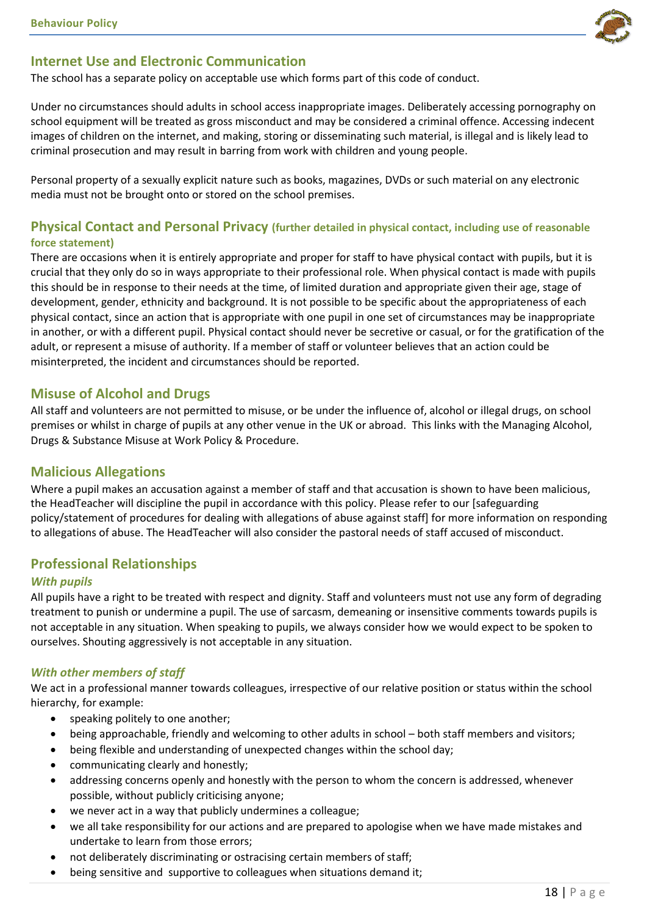## Internet Use and Electronic Communication

The school has a separate policy on acceptable use which forms part of this code of conduct.

Under no circumstances should adults in school access inappropriate images. Deliberately accessing pornography on school equipment will be treated as gross misconduct and may be considered a criminal offence. Accessing indecent images of children on the internet, and making, storing or disseminating such material, is illegal and is likely lead to criminal prosecution and may result in barring from work with children and young people.

Personal property of a sexually explicit nature such as books, magazines, DVDs or such material on any electronic media must not be brought onto or stored on the school premises.

## Physical Contact and Personal Privacy (further detailed in physical contact, including use of reasonable force statement)

There are occasions when it is entirely appropriate and proper for staff to have physical contact with pupils, but it is crucial that they only do so in ways appropriate to their professional role. When physical contact is made with pupils this should be in response to their needs at the time, of limited duration and appropriate given their age, stage of development, gender, ethnicity and background. It is not possible to be specific about the appropriateness of each physical contact, since an action that is appropriate with one pupil in one set of circumstances may be inappropriate in another, or with a different pupil. Physical contact should never be secretive or casual, or for the gratification of the adult, or represent a misuse of authority. If a member of staff or volunteer believes that an action could be misinterpreted, the incident and circumstances should be reported.

## Misuse of Alcohol and Drugs

All staff and volunteers are not permitted to misuse, or be under the influence of, alcohol or illegal drugs, on school premises or whilst in charge of pupils at any other venue in the UK or abroad. This links with the Managing Alcohol, Drugs & Substance Misuse at Work Policy & Procedure.

## Malicious Allegations

Where a pupil makes an accusation against a member of staff and that accusation is shown to have been malicious, the HeadTeacher will discipline the pupil in accordance with this policy. Please refer to our [safeguarding policy/statement of procedures for dealing with allegations of abuse against staff] for more information on responding to allegations of abuse. The HeadTeacher will also consider the pastoral needs of staff accused of misconduct.

## Professional Relationships

### *With pupils*

All pupils have a right to be treated with respect and dignity. Staff and volunteers must not use any form of degrading treatment to punish or undermine a pupil. The use of sarcasm, demeaning or insensitive comments towards pupils is not acceptable in any situation. When speaking to pupils, we always consider how we would expect to be spoken to ourselves. Shouting aggressively is not acceptable in any situation.

### *With other members of staff*

We act in a professional manner towards colleagues, irrespective of our relative position or status within the school hierarchy, for example:

- speaking politely to one another;
- being approachable, friendly and welcoming to other adults in school – both staff members and visitors;
- being flexible and understanding of unexpected changes within the school day;
- communicating clearly and honestly;
- addressing concerns openly and honestly with the person to whom the concern is addressed, whenever possible, without publicly criticising anyone;
- we never act in a way that publicly undermines a colleague;
- we all take responsibility for our actions and are prepared to apologise when we have made mistakes and undertake to learn from those errors;
- not deliberately discriminating or ostracising certain members of staff;
- being sensitive and supportive to colleagues when situations demand it;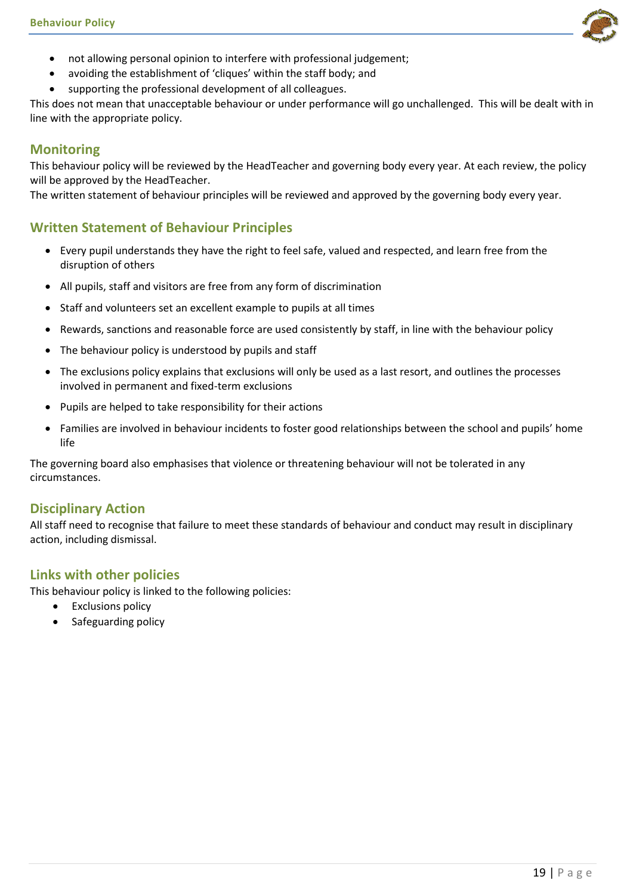- not allowing personal opinion to interfere with professional judgement;
- avoiding the establishment of 'cliques' within the staff body; and
- supporting the professional development of all colleagues.

This does not mean that unacceptable behaviour or under performance will go unchallenged. This will be dealt with in line with the appropriate policy.

## Monitoring

This behaviour policy will be reviewed by the HeadTeacher and governing body every year. At each review, the policy will be approved by the HeadTeacher.

The written statement of behaviour principles will be reviewed and approved by the governing body every year.

## Written Statement of Behaviour Principles

- Every pupil understands they have the right to feel safe, valued and respected, and learn free from the disruption of others
- All pupils, staff and visitors are free from any form of discrimination
- Staff and volunteers set an excellent example to pupils at all times
- Rewards, sanctions and reasonable force are used consistently by staff, in line with the behaviour policy
- The behaviour policy is understood by pupils and staff
- The exclusions policy explains that exclusions will only be used as a last resort, and outlines the processes involved in permanent and fixed-term exclusions
- Pupils are helped to take responsibility for their actions
- Families are involved in behaviour incidents to foster good relationships between the school and pupils' home life

The governing board also emphasises that violence or threatening behaviour will not be tolerated in any circumstances.

## Disciplinary Action

All staff need to recognise that failure to meet these standards of behaviour and conduct may result in disciplinary action, including dismissal.

## Links with other policies

This behaviour policy is linked to the following policies:

- Exclusions policy
- Safeguarding policy